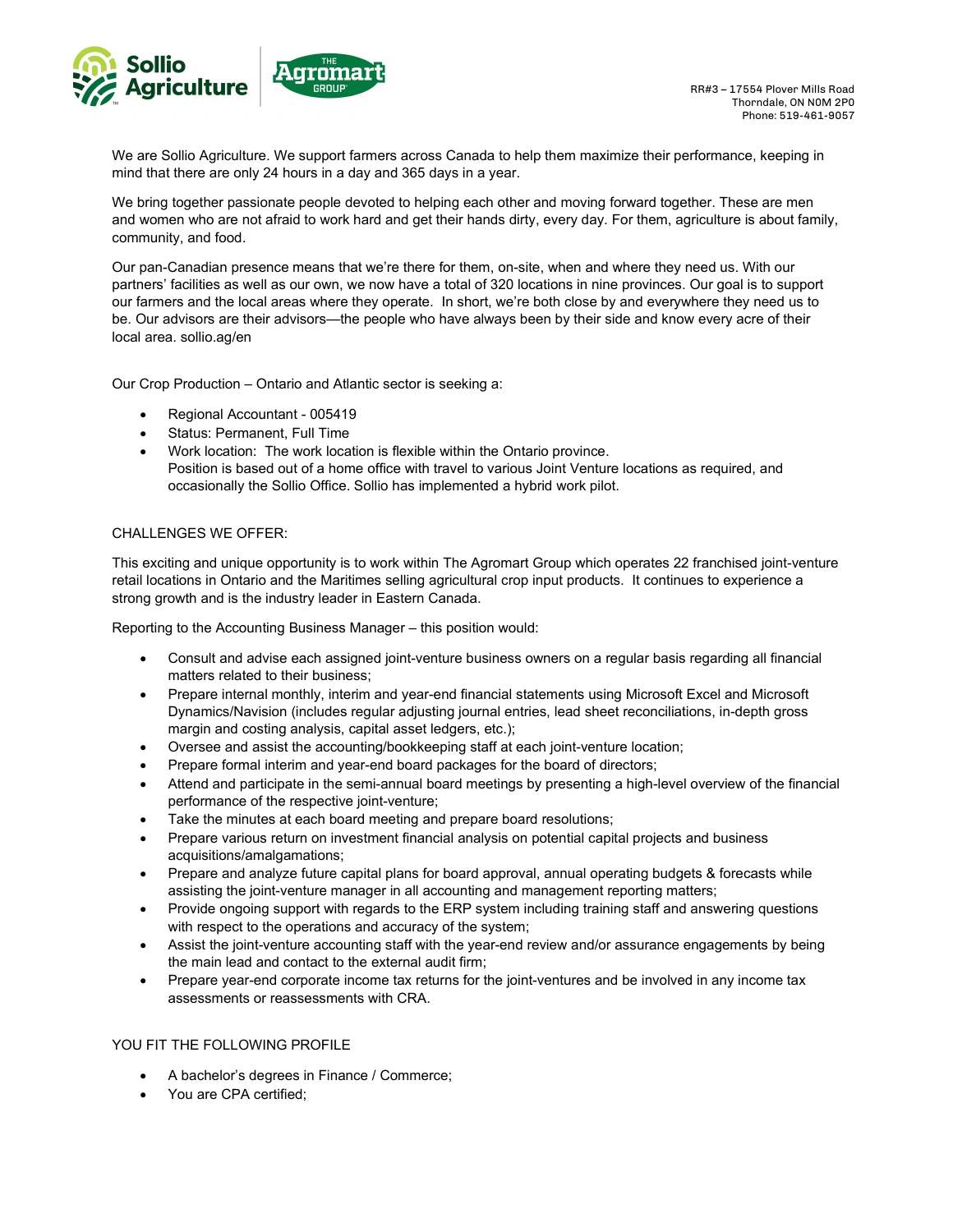RR#3 – 17554 Plover Mills Road
Thorndale, ON N0M 2P0
Phone: 519-461-9057

We are Sollio Agriculture. We support farmers across Canada to help them maximize their performance, keeping in mind that there are only 24 hours in a day and 365 days in a year.

We bring together passionate people devoted to helping each other and moving forward together. These are men and women who are not afraid to work hard and get their hands dirty, every day. For them, agriculture is about family, community, and food.

Our pan-Canadian presence means that we're there for them, on-site, when and where they need us. With our partners' facilities as well as our own, we now have a total of 320 locations in nine provinces. Our goal is to support our farmers and the local areas where they operate. In short, we're both close by and everywhere they need us to be. Our advisors are their advisors—the people who have always been by their side and know every acre of their local area. sollio.ag/en

Our Crop Production – Ontario and Atlantic sector is seeking a:

- Regional Accountant - 005419
- Status: Permanent, Full Time
- Work location: The work location is flexible within the Ontario province.
  Position is based out of a home office with travel to various Joint Venture locations as required, and occasionally the Sollio Office. Sollio has implemented a hybrid work pilot.

CHALLENGES WE OFFER:

This exciting and unique opportunity is to work within The Agromart Group which operates 22 franchised joint-venture retail locations in Ontario and the Maritimes selling agricultural crop input products. It continues to experience a strong growth and is the industry leader in Eastern Canada.

Reporting to the Accounting Business Manager – this position would:

- Consult and advise each assigned joint-venture business owners on a regular basis regarding all financial matters related to their business;
- Prepare internal monthly, interim and year-end financial statements using Microsoft Excel and Microsoft Dynamics/Navision (includes regular adjusting journal entries, lead sheet reconciliations, in-depth gross margin and costing analysis, capital asset ledgers, etc.);
- Oversee and assist the accounting/bookkeeping staff at each joint-venture location;
- Prepare formal interim and year-end board packages for the board of directors;
- Attend and participate in the semi-annual board meetings by presenting a high-level overview of the financial performance of the respective joint-venture;
- Take the minutes at each board meeting and prepare board resolutions;
- Prepare various return on investment financial analysis on potential capital projects and business acquisitions/amalgamations;
- Prepare and analyze future capital plans for board approval, annual operating budgets & forecasts while assisting the joint-venture manager in all accounting and management reporting matters;
- Provide ongoing support with regards to the ERP system including training staff and answering questions with respect to the operations and accuracy of the system;
- Assist the joint-venture accounting staff with the year-end review and/or assurance engagements by being the main lead and contact to the external audit firm;
- Prepare year-end corporate income tax returns for the joint-ventures and be involved in any income tax assessments or reassessments with CRA.

YOU FIT THE FOLLOWING PROFILE

- A bachelor's degrees in Finance / Commerce;
- You are CPA certified;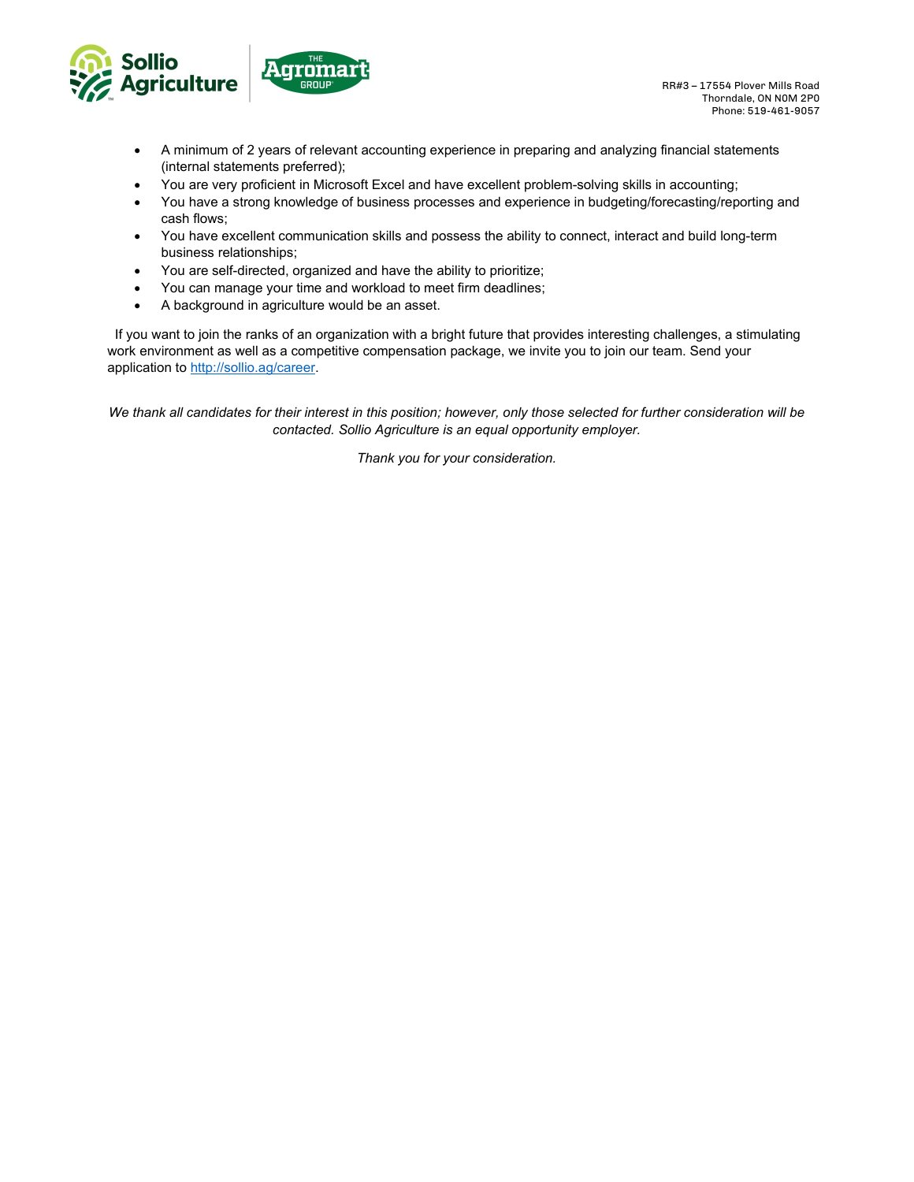- A minimum of 2 years of relevant accounting experience in preparing and analyzing financial statements (internal statements preferred);
- You are very proficient in Microsoft Excel and have excellent problem-solving skills in accounting;
- You have a strong knowledge of business processes and experience in budgeting/forecasting/reporting and cash flows;
- You have excellent communication skills and possess the ability to connect, interact and build long-term business relationships;
- You are self-directed, organized and have the ability to prioritize;
- You can manage your time and workload to meet firm deadlines;
- A background in agriculture would be an asset.

If you want to join the ranks of an organization with a bright future that provides interesting challenges, a stimulating work environment as well as a competitive compensation package, we invite you to join our team. Send your application to [http://sollio.ag/career](http://sollio.ag/career).

*We thank all candidates for their interest in this position; however, only those selected for further consideration will be contacted. Sollio Agriculture is an equal opportunity employer.*

*Thank you for your consideration.*